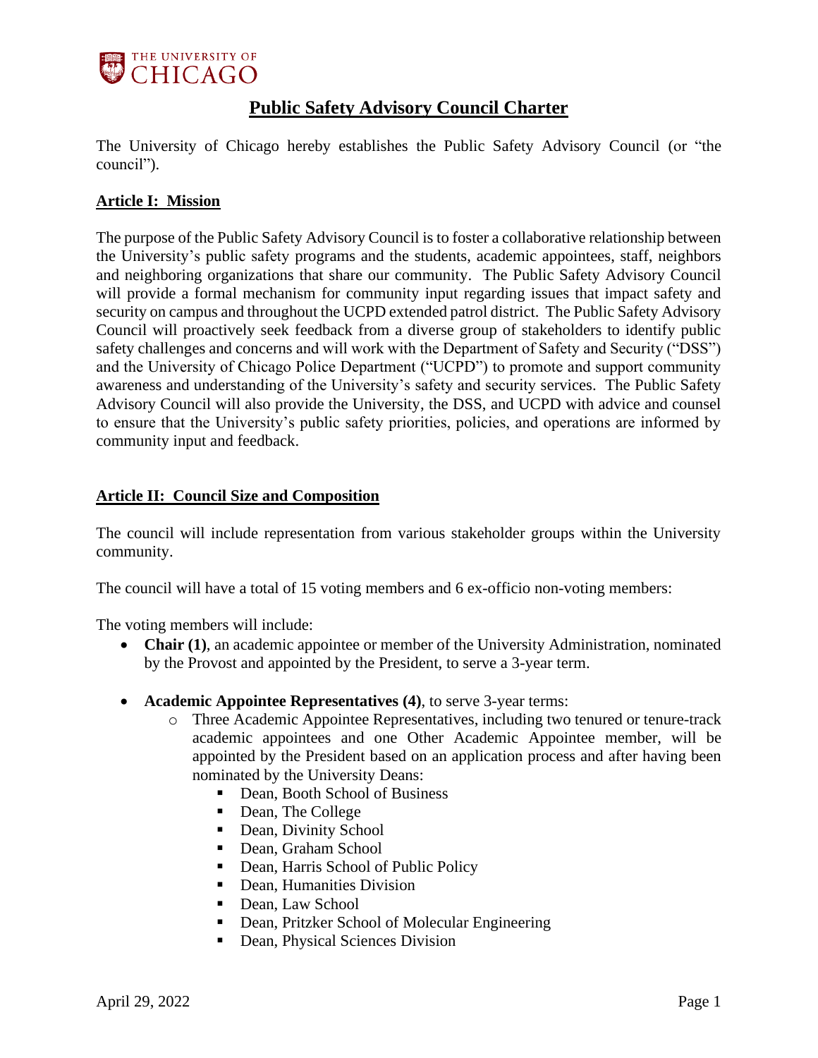# Public Safety Advisory Council Charter

The University of Chicago hereby establishes the Public Safety Advisory Council (or "the council").

## Article I: Mission

The purpose of the Public Safety Advisory Council is to foster a collaborative relationship between the University's public safety programs and the students, academic appointees, staff, neighbors and neighboring organizations that share our community. The Public Safety Advisory Council will provide a formal mechanism for community input regarding issues that impact safety and security on campus and throughout the UCPD extended patrol district. The Public Safety Advisory Council will proactively seek feedback from a diverse group of stakeholders to identify public safety challenges and concerns and will work with the Department of Safety and Security ("DSS") and the University of Chicago Police Department ("UCPD") to promote and support community awareness and understanding of the University's safety and security services. The Public Safety Advisory Council will also provide the University, the DSS, and UCPD with advice and counsel to ensure that the University's public safety priorities, policies, and operations are informed by community input and feedback.

## Article II: Council Size and Composition

The council will include representation from various stakeholder groups within the University community.

The council will have a total of 15 voting members and 6 ex-officio non-voting members:

The voting members will include:

- **Chair (1)**, an academic appointee or member of the University Administration, nominated by the Provost and appointed by the President, to serve a 3-year term.
- **Academic Appointee Representatives (4)**, to serve 3-year terms:
  - Three Academic Appointee Representatives, including two tenured or tenure-track academic appointees and one Other Academic Appointee member, will be appointed by the President based on an application process and after having been nominated by the University Deans:
    - Dean, Booth School of Business
    - Dean, The College
    - Dean, Divinity School
    - Dean, Graham School
    - Dean, Harris School of Public Policy
    - Dean, Humanities Division
    - Dean, Law School
    - Dean, Pritzker School of Molecular Engineering
    - Dean, Physical Sciences Division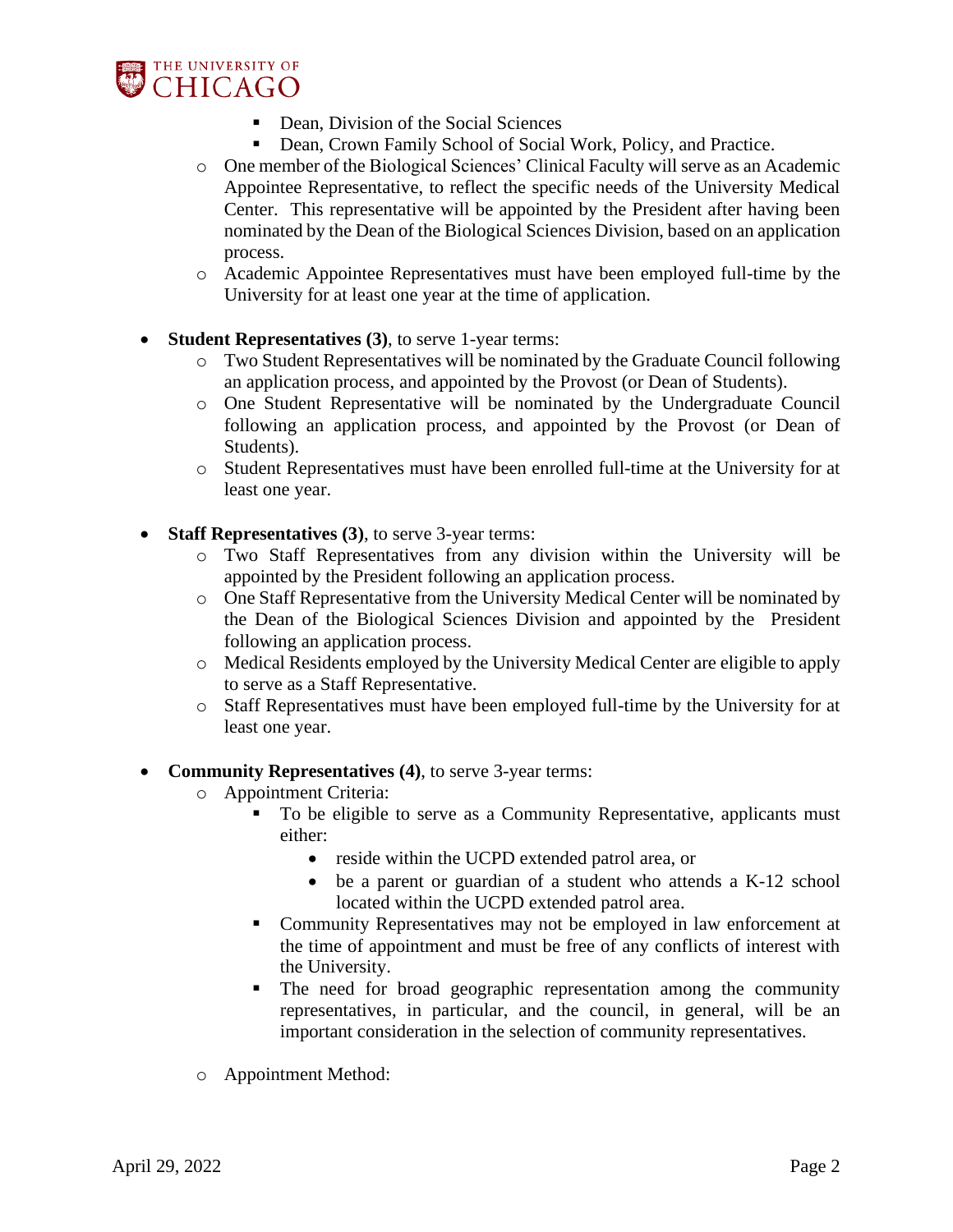- Dean, Division of the Social Sciences
        - Dean, Crown Family School of Social Work, Policy, and Practice.
    - One member of the Biological Sciences' Clinical Faculty will serve as an Academic Appointee Representative, to reflect the specific needs of the University Medical Center. This representative will be appointed by the President after having been nominated by the Dean of the Biological Sciences Division, based on an application process.
    - Academic Appointee Representatives must have been employed full-time by the University for at least one year at the time of application.

- **Student Representatives (3)**, to serve 1-year terms:
    - Two Student Representatives will be nominated by the Graduate Council following an application process, and appointed by the Provost (or Dean of Students).
    - One Student Representative will be nominated by the Undergraduate Council following an application process, and appointed by the Provost (or Dean of Students).
    - Student Representatives must have been enrolled full-time at the University for at least one year.

- **Staff Representatives (3)**, to serve 3-year terms:
    - Two Staff Representatives from any division within the University will be appointed by the President following an application process.
    - One Staff Representative from the University Medical Center will be nominated by the Dean of the Biological Sciences Division and appointed by the President following an application process.
    - Medical Residents employed by the University Medical Center are eligible to apply to serve as a Staff Representative.
    - Staff Representatives must have been employed full-time by the University for at least one year.

- **Community Representatives (4)**, to serve 3-year terms:
    - Appointment Criteria:
        - To be eligible to serve as a Community Representative, applicants must either:
            - reside within the UCPD extended patrol area, or
            - be a parent or guardian of a student who attends a K-12 school located within the UCPD extended patrol area.
        - Community Representatives may not be employed in law enforcement at the time of appointment and must be free of any conflicts of interest with the University.
        - The need for broad geographic representation among the community representatives, in particular, and the council, in general, will be an important consideration in the selection of community representatives.

    - Appointment Method: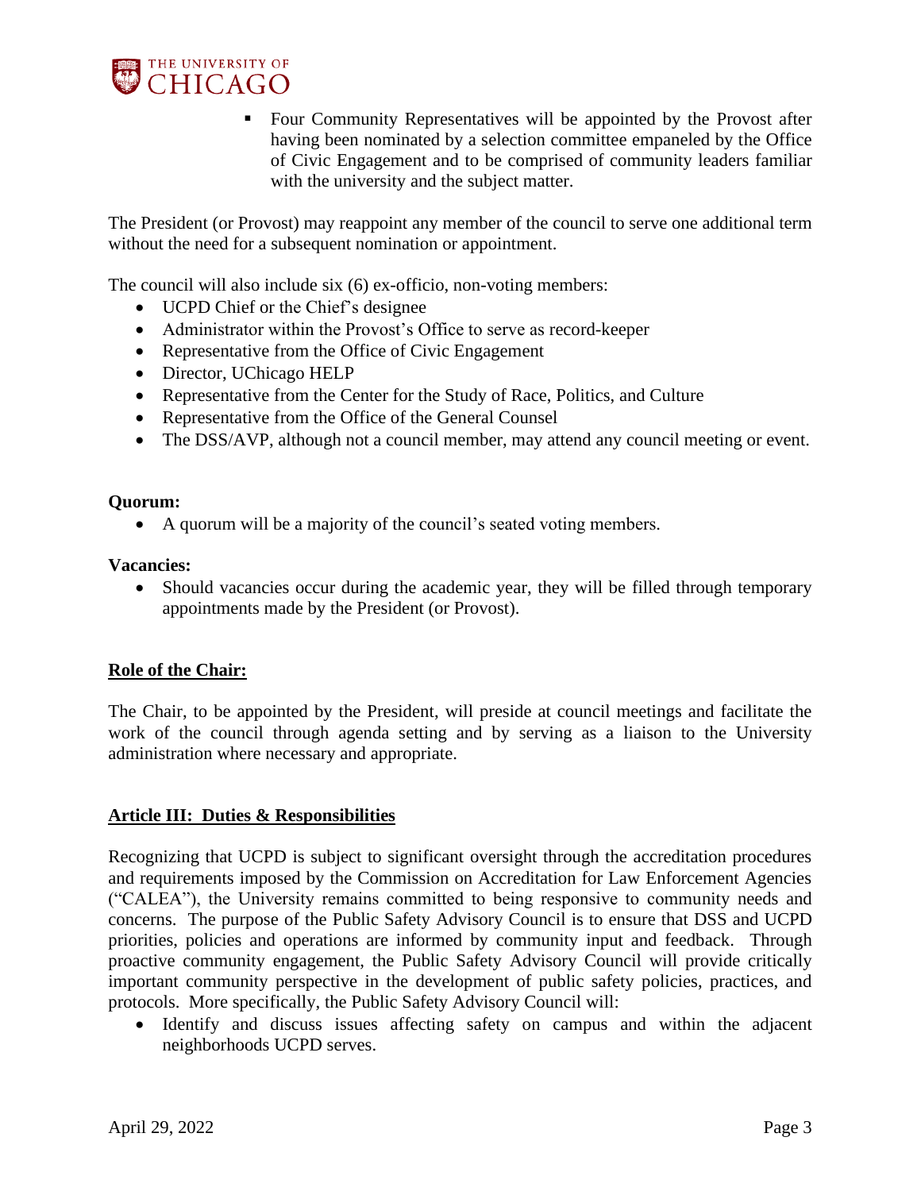- Four Community Representatives will be appointed by the Provost after having been nominated by a selection committee empaneled by the Office of Civic Engagement and to be comprised of community leaders familiar with the university and the subject matter.

The President (or Provost) may reappoint any member of the council to serve one additional term without the need for a subsequent nomination or appointment.

The council will also include six (6) ex-officio, non-voting members:

- UCPD Chief or the Chief's designee
- Administrator within the Provost's Office to serve as record-keeper
- Representative from the Office of Civic Engagement
- Director, UChicago HELP
- Representative from the Center for the Study of Race, Politics, and Culture
- Representative from the Office of the General Counsel
- The DSS/AVP, although not a council member, may attend any council meeting or event.

**Quorum:**

- A quorum will be a majority of the council's seated voting members.

**Vacancies:**

- Should vacancies occur during the academic year, they will be filled through temporary appointments made by the President (or Provost).

## Role of the Chair:

The Chair, to be appointed by the President, will preside at council meetings and facilitate the work of the council through agenda setting and by serving as a liaison to the University administration where necessary and appropriate.

## Article III: Duties & Responsibilities

Recognizing that UCPD is subject to significant oversight through the accreditation procedures and requirements imposed by the Commission on Accreditation for Law Enforcement Agencies ("CALEA"), the University remains committed to being responsive to community needs and concerns. The purpose of the Public Safety Advisory Council is to ensure that DSS and UCPD priorities, policies and operations are informed by community input and feedback. Through proactive community engagement, the Public Safety Advisory Council will provide critically important community perspective in the development of public safety policies, practices, and protocols. More specifically, the Public Safety Advisory Council will:

- Identify and discuss issues affecting safety on campus and within the adjacent neighborhoods UCPD serves.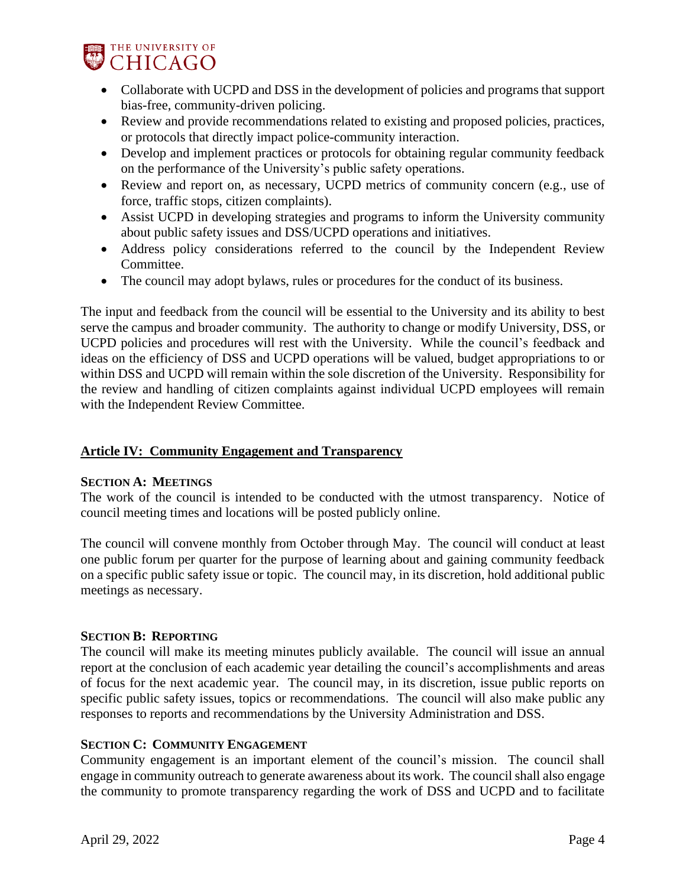- Collaborate with UCPD and DSS in the development of policies and programs that support bias-free, community-driven policing.
- Review and provide recommendations related to existing and proposed policies, practices, or protocols that directly impact police-community interaction.
- Develop and implement practices or protocols for obtaining regular community feedback on the performance of the University's public safety operations.
- Review and report on, as necessary, UCPD metrics of community concern (e.g., use of force, traffic stops, citizen complaints).
- Assist UCPD in developing strategies and programs to inform the University community about public safety issues and DSS/UCPD operations and initiatives.
- Address policy considerations referred to the council by the Independent Review Committee.
- The council may adopt bylaws, rules or procedures for the conduct of its business.

The input and feedback from the council will be essential to the University and its ability to best serve the campus and broader community. The authority to change or modify University, DSS, or UCPD policies and procedures will rest with the University. While the council's feedback and ideas on the efficiency of DSS and UCPD operations will be valued, budget appropriations to or within DSS and UCPD will remain within the sole discretion of the University. Responsibility for the review and handling of citizen complaints against individual UCPD employees will remain with the Independent Review Committee.

## Article IV: Community Engagement and Transparency

### Section A: Meetings

The work of the council is intended to be conducted with the utmost transparency. Notice of council meeting times and locations will be posted publicly online.

The council will convene monthly from October through May. The council will conduct at least one public forum per quarter for the purpose of learning about and gaining community feedback on a specific public safety issue or topic. The council may, in its discretion, hold additional public meetings as necessary.

### Section B: Reporting

The council will make its meeting minutes publicly available. The council will issue an annual report at the conclusion of each academic year detailing the council's accomplishments and areas of focus for the next academic year. The council may, in its discretion, issue public reports on specific public safety issues, topics or recommendations. The council will also make public any responses to reports and recommendations by the University Administration and DSS.

### Section C: Community Engagement

Community engagement is an important element of the council's mission. The council shall engage in community outreach to generate awareness about its work. The council shall also engage the community to promote transparency regarding the work of DSS and UCPD and to facilitate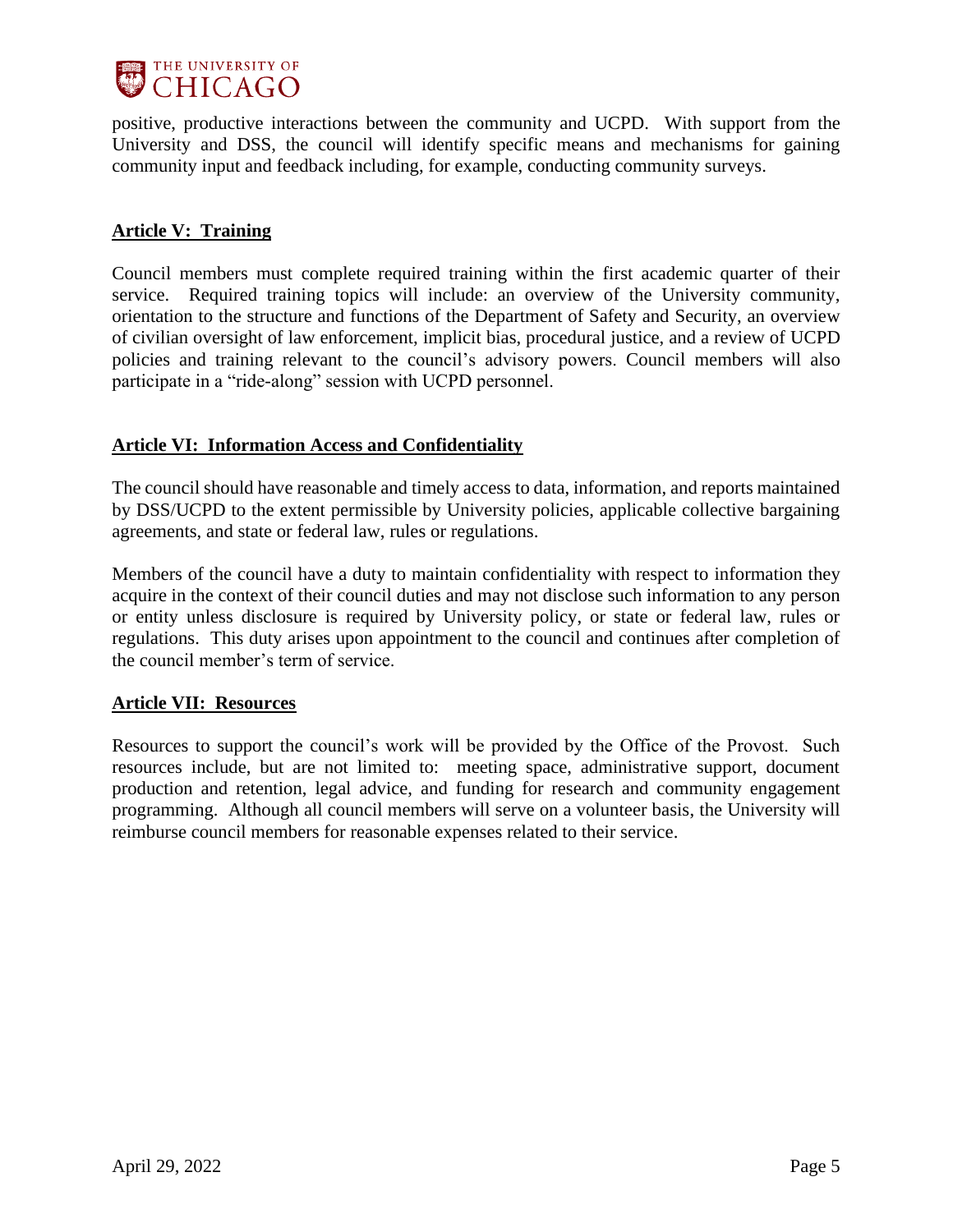positive, productive interactions between the community and UCPD. With support from the University and DSS, the council will identify specific means and mechanisms for gaining community input and feedback including, for example, conducting community surveys.

## Article V: Training

Council members must complete required training within the first academic quarter of their service. Required training topics will include: an overview of the University community, orientation to the structure and functions of the Department of Safety and Security, an overview of civilian oversight of law enforcement, implicit bias, procedural justice, and a review of UCPD policies and training relevant to the council's advisory powers. Council members will also participate in a "ride-along" session with UCPD personnel.

## Article VI: Information Access and Confidentiality

The council should have reasonable and timely access to data, information, and reports maintained by DSS/UCPD to the extent permissible by University policies, applicable collective bargaining agreements, and state or federal law, rules or regulations.

Members of the council have a duty to maintain confidentiality with respect to information they acquire in the context of their council duties and may not disclose such information to any person or entity unless disclosure is required by University policy, or state or federal law, rules or regulations. This duty arises upon appointment to the council and continues after completion of the council member's term of service.

## Article VII: Resources

Resources to support the council's work will be provided by the Office of the Provost. Such resources include, but are not limited to: meeting space, administrative support, document production and retention, legal advice, and funding for research and community engagement programming. Although all council members will serve on a volunteer basis, the University will reimburse council members for reasonable expenses related to their service.